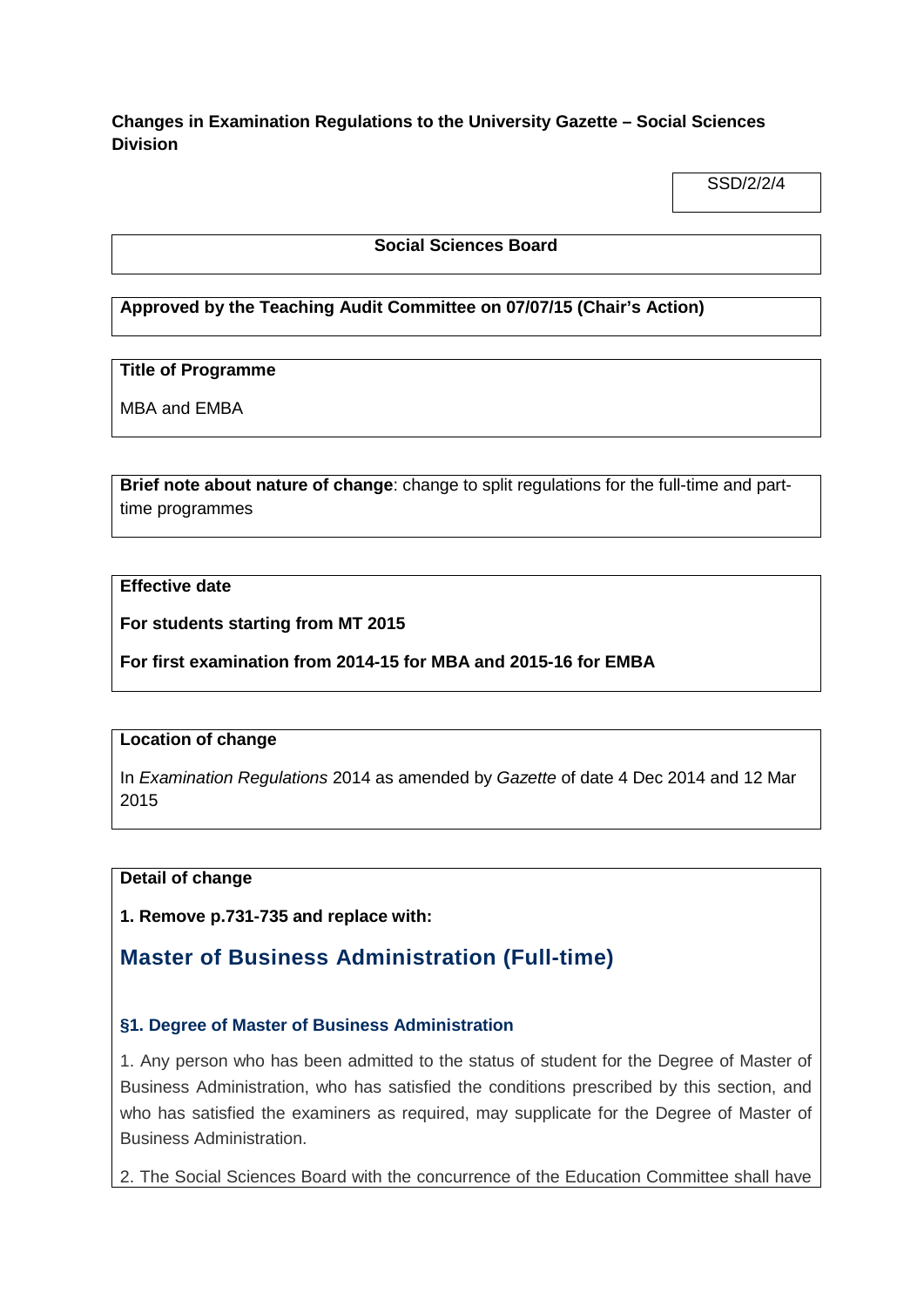**Changes in Examination Regulations to the University Gazette – Social Sciences Division**

SSD/2/2/4

**Social Sciences Board**

**Approved by the Teaching Audit Committee on 07/07/15 (Chair's Action)**

**Title of Programme**

MBA and EMBA

**Brief note about nature of change**: change to split regulations for the full-time and part-time programmes

**Effective date**

**For students starting from MT 2015**

**For first examination from 2014-15 for MBA and 2015-16 for EMBA**

**Location of change**

In *Examination Regulations* 2014 as amended by *Gazette* of date 4 Dec 2014 and 12 Mar 2015

**Detail of change**

**1. Remove p.731-735 and replace with:**

## Master of Business Administration (Full-time)

### §1. Degree of Master of Business Administration

1. Any person who has been admitted to the status of student for the Degree of Master of Business Administration, who has satisfied the conditions prescribed by this section, and who has satisfied the examiners as required, may supplicate for the Degree of Master of Business Administration.

2. The Social Sciences Board with the concurrence of the Education Committee shall have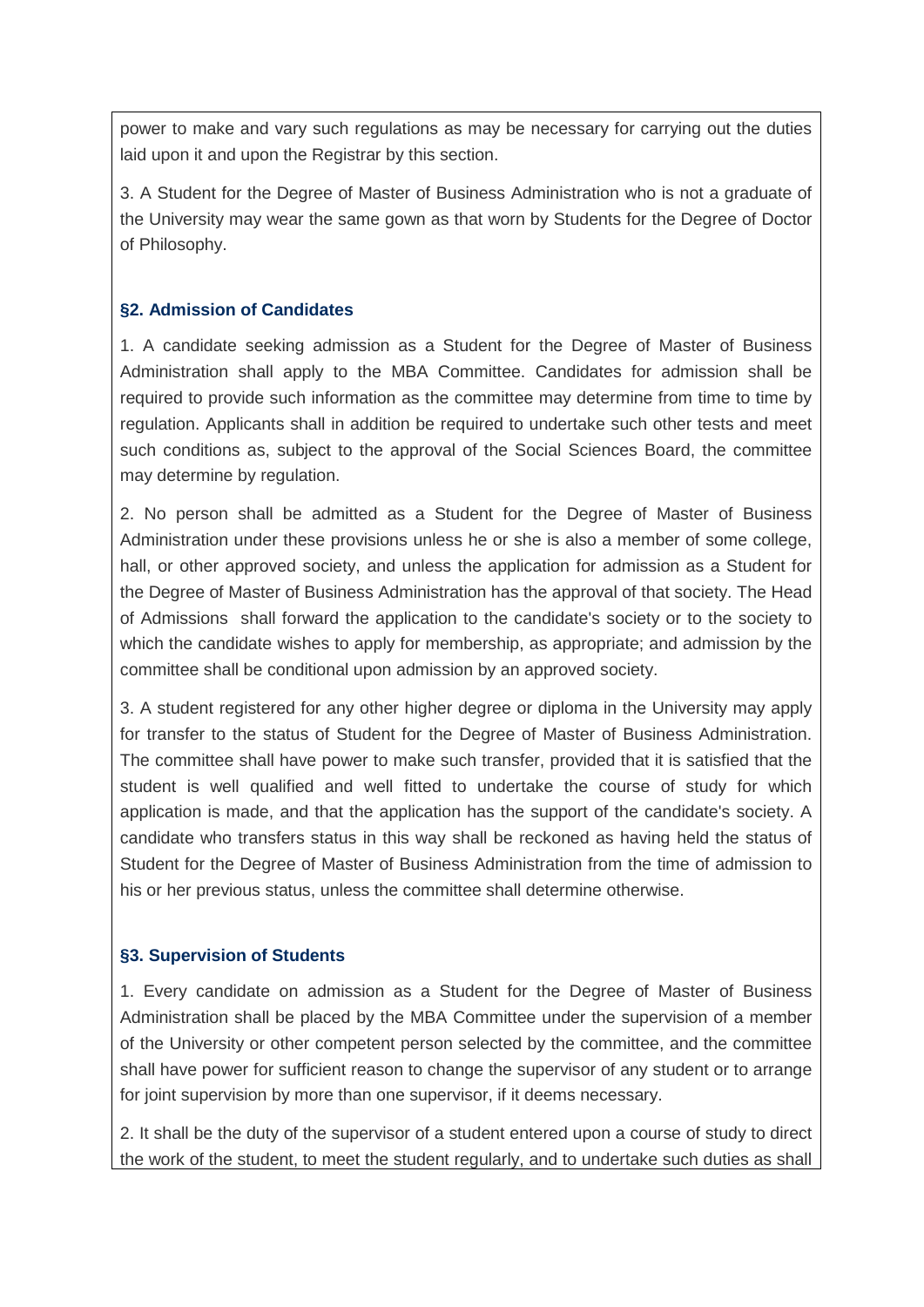power to make and vary such regulations as may be necessary for carrying out the duties laid upon it and upon the Registrar by this section.

3. A Student for the Degree of Master of Business Administration who is not a graduate of the University may wear the same gown as that worn by Students for the Degree of Doctor of Philosophy.

### §2. Admission of Candidates

1. A candidate seeking admission as a Student for the Degree of Master of Business Administration shall apply to the MBA Committee. Candidates for admission shall be required to provide such information as the committee may determine from time to time by regulation. Applicants shall in addition be required to undertake such other tests and meet such conditions as, subject to the approval of the Social Sciences Board, the committee may determine by regulation.

2. No person shall be admitted as a Student for the Degree of Master of Business Administration under these provisions unless he or she is also a member of some college, hall, or other approved society, and unless the application for admission as a Student for the Degree of Master of Business Administration has the approval of that society. The Head of Admissions shall forward the application to the candidate's society or to the society to which the candidate wishes to apply for membership, as appropriate; and admission by the committee shall be conditional upon admission by an approved society.

3. A student registered for any other higher degree or diploma in the University may apply for transfer to the status of Student for the Degree of Master of Business Administration. The committee shall have power to make such transfer, provided that it is satisfied that the student is well qualified and well fitted to undertake the course of study for which application is made, and that the application has the support of the candidate's society. A candidate who transfers status in this way shall be reckoned as having held the status of Student for the Degree of Master of Business Administration from the time of admission to his or her previous status, unless the committee shall determine otherwise.

### §3. Supervision of Students

1. Every candidate on admission as a Student for the Degree of Master of Business Administration shall be placed by the MBA Committee under the supervision of a member of the University or other competent person selected by the committee, and the committee shall have power for sufficient reason to change the supervisor of any student or to arrange for joint supervision by more than one supervisor, if it deems necessary.

2. It shall be the duty of the supervisor of a student entered upon a course of study to direct the work of the student, to meet the student regularly, and to undertake such duties as shall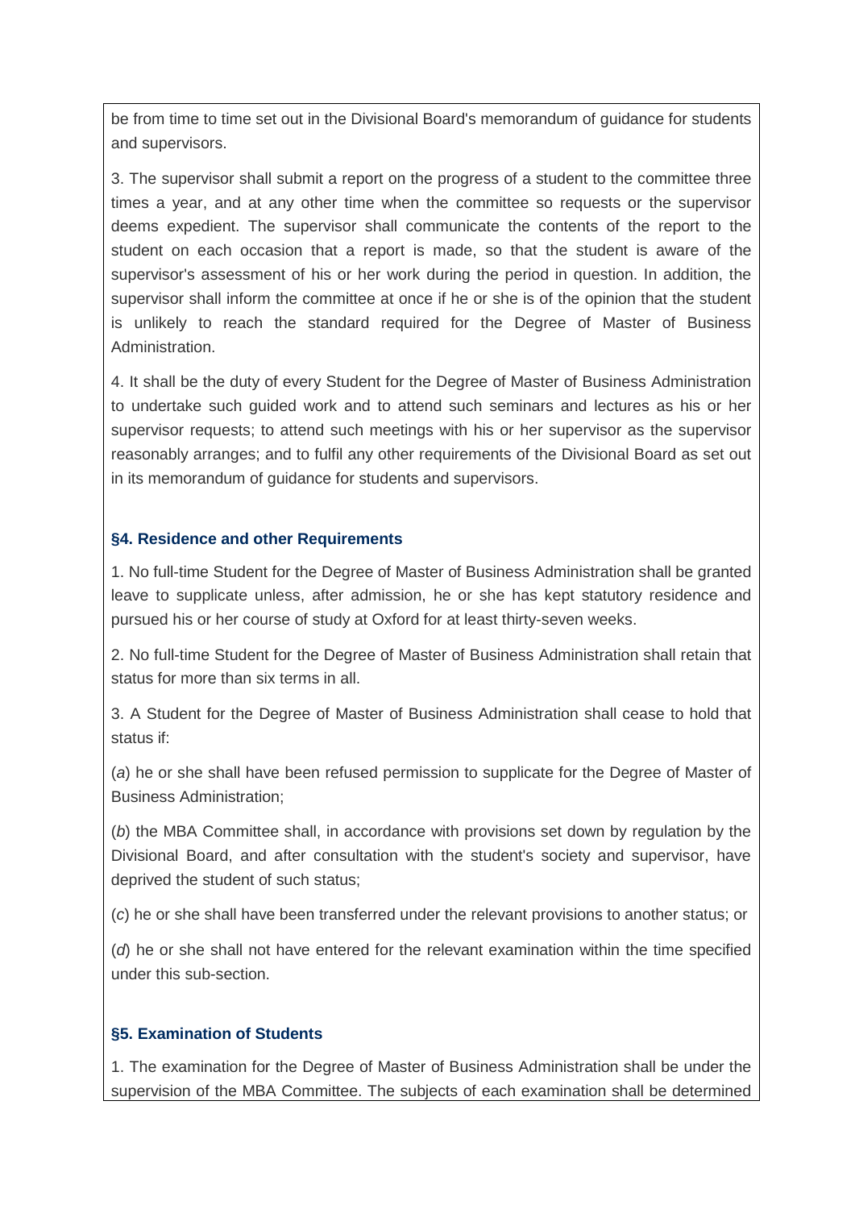be from time to time set out in the Divisional Board's memorandum of guidance for students and supervisors.

3. The supervisor shall submit a report on the progress of a student to the committee three times a year, and at any other time when the committee so requests or the supervisor deems expedient. The supervisor shall communicate the contents of the report to the student on each occasion that a report is made, so that the student is aware of the supervisor's assessment of his or her work during the period in question. In addition, the supervisor shall inform the committee at once if he or she is of the opinion that the student is unlikely to reach the standard required for the Degree of Master of Business Administration.

4. It shall be the duty of every Student for the Degree of Master of Business Administration to undertake such guided work and to attend such seminars and lectures as his or her supervisor requests; to attend such meetings with his or her supervisor as the supervisor reasonably arranges; and to fulfil any other requirements of the Divisional Board as set out in its memorandum of guidance for students and supervisors.

### §4. Residence and other Requirements

1. No full-time Student for the Degree of Master of Business Administration shall be granted leave to supplicate unless, after admission, he or she has kept statutory residence and pursued his or her course of study at Oxford for at least thirty-seven weeks.

2. No full-time Student for the Degree of Master of Business Administration shall retain that status for more than six terms in all.

3. A Student for the Degree of Master of Business Administration shall cease to hold that status if:

(*a*) he or she shall have been refused permission to supplicate for the Degree of Master of Business Administration;

(*b*) the MBA Committee shall, in accordance with provisions set down by regulation by the Divisional Board, and after consultation with the student's society and supervisor, have deprived the student of such status;

(*c*) he or she shall have been transferred under the relevant provisions to another status; or

(*d*) he or she shall not have entered for the relevant examination within the time specified under this sub-section.

### §5. Examination of Students

1. The examination for the Degree of Master of Business Administration shall be under the supervision of the MBA Committee. The subjects of each examination shall be determined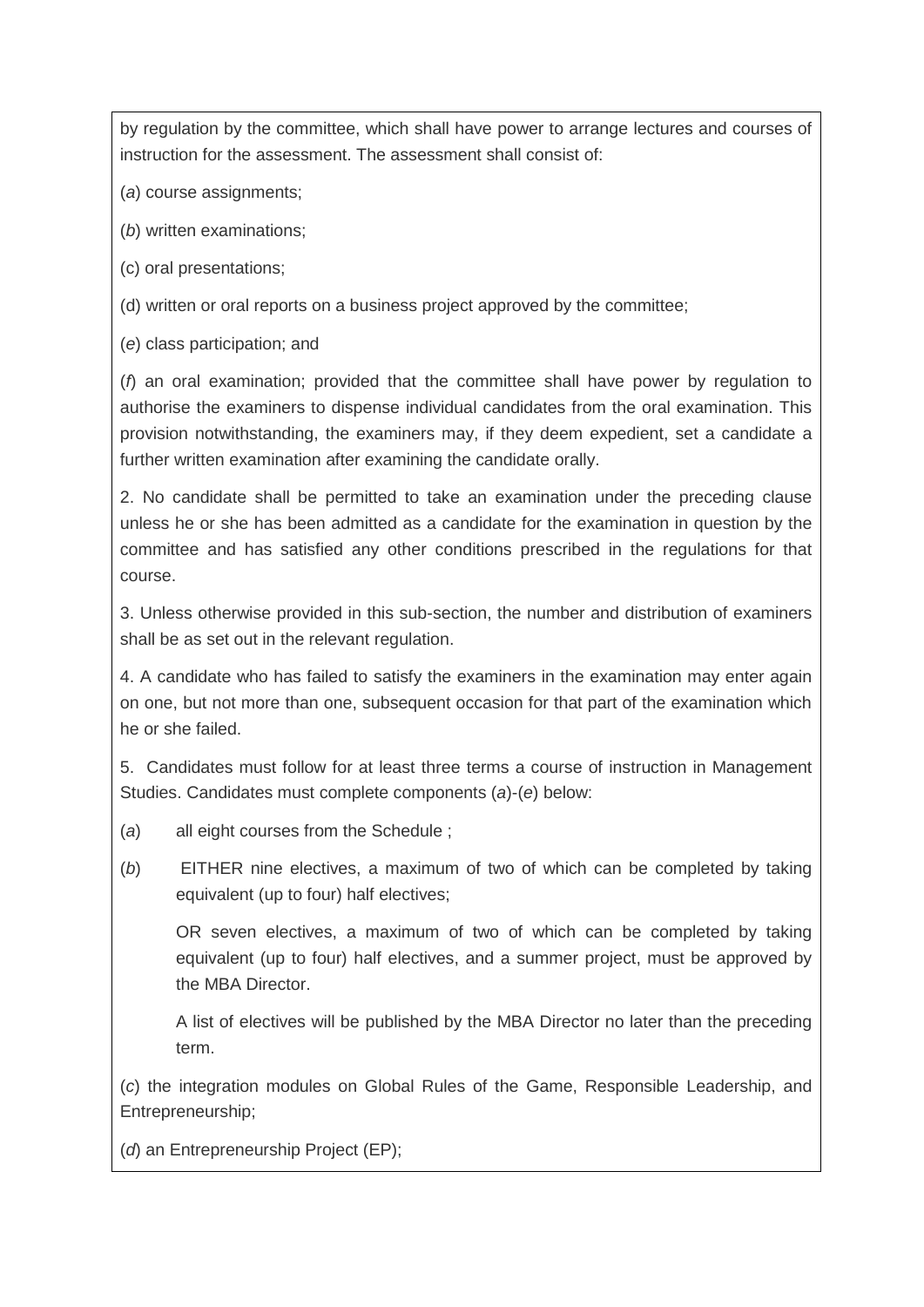by regulation by the committee, which shall have power to arrange lectures and courses of instruction for the assessment. The assessment shall consist of:

(*a*) course assignments;

(*b*) written examinations;

(c) oral presentations;

(d) written or oral reports on a business project approved by the committee;

(*e*) class participation; and

(*f*) an oral examination; provided that the committee shall have power by regulation to authorise the examiners to dispense individual candidates from the oral examination. This provision notwithstanding, the examiners may, if they deem expedient, set a candidate a further written examination after examining the candidate orally.

2. No candidate shall be permitted to take an examination under the preceding clause unless he or she has been admitted as a candidate for the examination in question by the committee and has satisfied any other conditions prescribed in the regulations for that course.

3. Unless otherwise provided in this sub-section, the number and distribution of examiners shall be as set out in the relevant regulation.

4. A candidate who has failed to satisfy the examiners in the examination may enter again on one, but not more than one, subsequent occasion for that part of the examination which he or she failed.

5. Candidates must follow for at least three terms a course of instruction in Management Studies. Candidates must complete components (*a*)-(*e*) below:

(*a*) all eight courses from the Schedule ;

(*b*) EITHER nine electives, a maximum of two of which can be completed by taking equivalent (up to four) half electives;

OR seven electives, a maximum of two of which can be completed by taking equivalent (up to four) half electives, and a summer project, must be approved by the MBA Director.

A list of electives will be published by the MBA Director no later than the preceding term.

(*c*) the integration modules on Global Rules of the Game, Responsible Leadership, and Entrepreneurship;

(*d*) an Entrepreneurship Project (EP);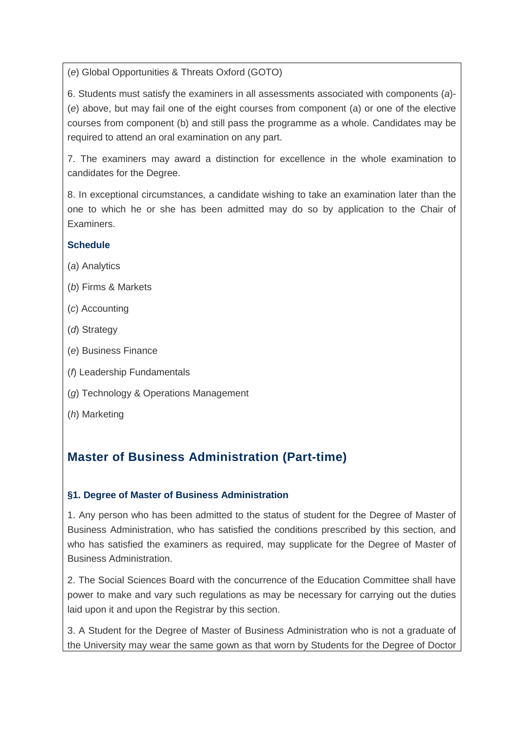(*e*) Global Opportunities & Threats Oxford (GOTO)

6. Students must satisfy the examiners in all assessments associated with components (*a*)-(*e*) above, but may fail one of the eight courses from component (a) or one of the elective courses from component (b) and still pass the programme as a whole. Candidates may be required to attend an oral examination on any part.

7. The examiners may award a distinction for excellence in the whole examination to candidates for the Degree.

8. In exceptional circumstances, a candidate wishing to take an examination later than the one to which he or she has been admitted may do so by application to the Chair of Examiners.

### Schedule

(*a*) Analytics

(*b*) Firms & Markets

(*c*) Accounting

(*d*) Strategy

(*e*) Business Finance

(*f*) Leadership Fundamentals

(*g*) Technology & Operations Management

(*h*) Marketing

## Master of Business Administration (Part-time)

#### §1. Degree of Master of Business Administration

1. Any person who has been admitted to the status of student for the Degree of Master of Business Administration, who has satisfied the conditions prescribed by this section, and who has satisfied the examiners as required, may supplicate for the Degree of Master of Business Administration.

2. The Social Sciences Board with the concurrence of the Education Committee shall have power to make and vary such regulations as may be necessary for carrying out the duties laid upon it and upon the Registrar by this section.

3. A Student for the Degree of Master of Business Administration who is not a graduate of the University may wear the same gown as that worn by Students for the Degree of Doctor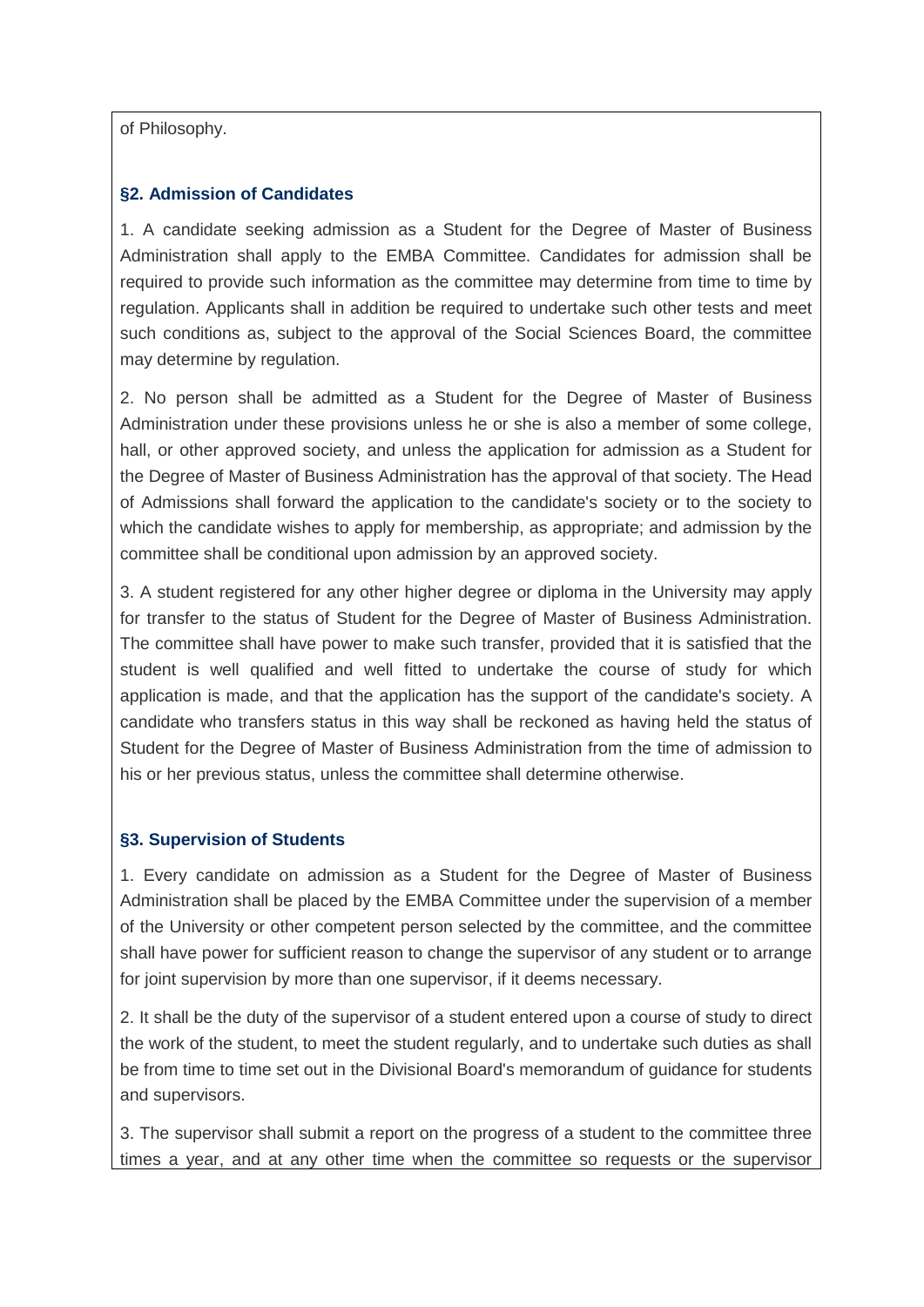of Philosophy.

### §2. Admission of Candidates

1. A candidate seeking admission as a Student for the Degree of Master of Business Administration shall apply to the EMBA Committee. Candidates for admission shall be required to provide such information as the committee may determine from time to time by regulation. Applicants shall in addition be required to undertake such other tests and meet such conditions as, subject to the approval of the Social Sciences Board, the committee may determine by regulation.

2. No person shall be admitted as a Student for the Degree of Master of Business Administration under these provisions unless he or she is also a member of some college, hall, or other approved society, and unless the application for admission as a Student for the Degree of Master of Business Administration has the approval of that society. The Head of Admissions shall forward the application to the candidate's society or to the society to which the candidate wishes to apply for membership, as appropriate; and admission by the committee shall be conditional upon admission by an approved society.

3. A student registered for any other higher degree or diploma in the University may apply for transfer to the status of Student for the Degree of Master of Business Administration. The committee shall have power to make such transfer, provided that it is satisfied that the student is well qualified and well fitted to undertake the course of study for which application is made, and that the application has the support of the candidate's society. A candidate who transfers status in this way shall be reckoned as having held the status of Student for the Degree of Master of Business Administration from the time of admission to his or her previous status, unless the committee shall determine otherwise.

### §3. Supervision of Students

1. Every candidate on admission as a Student for the Degree of Master of Business Administration shall be placed by the EMBA Committee under the supervision of a member of the University or other competent person selected by the committee, and the committee shall have power for sufficient reason to change the supervisor of any student or to arrange for joint supervision by more than one supervisor, if it deems necessary.

2. It shall be the duty of the supervisor of a student entered upon a course of study to direct the work of the student, to meet the student regularly, and to undertake such duties as shall be from time to time set out in the Divisional Board's memorandum of guidance for students and supervisors.

3. The supervisor shall submit a report on the progress of a student to the committee three times a year, and at any other time when the committee so requests or the supervisor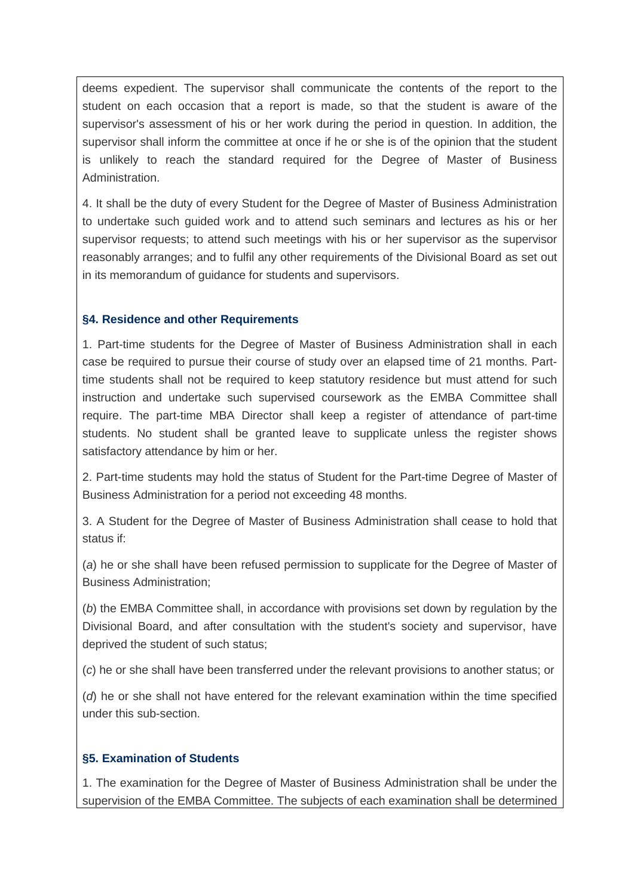deems expedient. The supervisor shall communicate the contents of the report to the student on each occasion that a report is made, so that the student is aware of the supervisor's assessment of his or her work during the period in question. In addition, the supervisor shall inform the committee at once if he or she is of the opinion that the student is unlikely to reach the standard required for the Degree of Master of Business Administration.

4. It shall be the duty of every Student for the Degree of Master of Business Administration to undertake such guided work and to attend such seminars and lectures as his or her supervisor requests; to attend such meetings with his or her supervisor as the supervisor reasonably arranges; and to fulfil any other requirements of the Divisional Board as set out in its memorandum of guidance for students and supervisors.

### §4. Residence and other Requirements

1. Part-time students for the Degree of Master of Business Administration shall in each case be required to pursue their course of study over an elapsed time of 21 months. Part-time students shall not be required to keep statutory residence but must attend for such instruction and undertake such supervised coursework as the EMBA Committee shall require. The part-time MBA Director shall keep a register of attendance of part-time students. No student shall be granted leave to supplicate unless the register shows satisfactory attendance by him or her.

2. Part-time students may hold the status of Student for the Part-time Degree of Master of Business Administration for a period not exceeding 48 months.

3. A Student for the Degree of Master of Business Administration shall cease to hold that status if:

(*a*) he or she shall have been refused permission to supplicate for the Degree of Master of Business Administration;

(*b*) the EMBA Committee shall, in accordance with provisions set down by regulation by the Divisional Board, and after consultation with the student's society and supervisor, have deprived the student of such status;

(*c*) he or she shall have been transferred under the relevant provisions to another status; or

(*d*) he or she shall not have entered for the relevant examination within the time specified under this sub-section.

### §5. Examination of Students

1. The examination for the Degree of Master of Business Administration shall be under the supervision of the EMBA Committee. The subjects of each examination shall be determined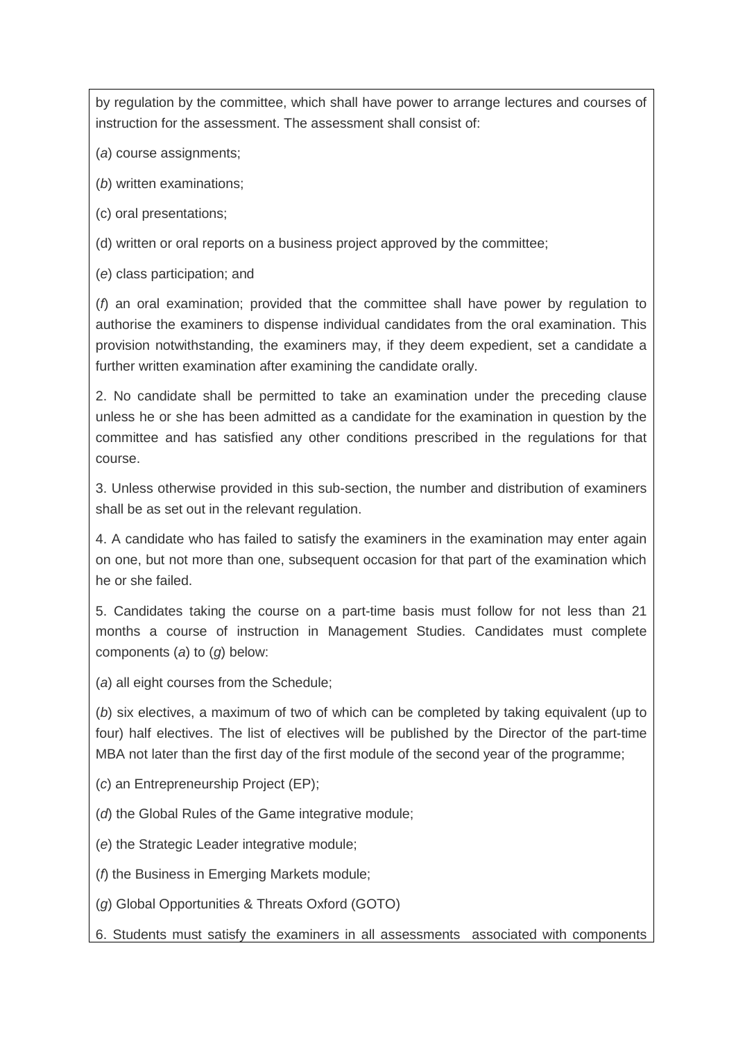by regulation by the committee, which shall have power to arrange lectures and courses of instruction for the assessment. The assessment shall consist of:

(*a*) course assignments;

(*b*) written examinations;

(c) oral presentations;

(d) written or oral reports on a business project approved by the committee;

(*e*) class participation; and

(*f*) an oral examination; provided that the committee shall have power by regulation to authorise the examiners to dispense individual candidates from the oral examination. This provision notwithstanding, the examiners may, if they deem expedient, set a candidate a further written examination after examining the candidate orally.

2. No candidate shall be permitted to take an examination under the preceding clause unless he or she has been admitted as a candidate for the examination in question by the committee and has satisfied any other conditions prescribed in the regulations for that course.

3. Unless otherwise provided in this sub-section, the number and distribution of examiners shall be as set out in the relevant regulation.

4. A candidate who has failed to satisfy the examiners in the examination may enter again on one, but not more than one, subsequent occasion for that part of the examination which he or she failed.

5. Candidates taking the course on a part-time basis must follow for not less than 21 months a course of instruction in Management Studies. Candidates must complete components (*a*) to (*g*) below:

(*a*) all eight courses from the Schedule;

(*b*) six electives, a maximum of two of which can be completed by taking equivalent (up to four) half electives. The list of electives will be published by the Director of the part-time MBA not later than the first day of the first module of the second year of the programme;

(*c*) an Entrepreneurship Project (EP);

(*d*) the Global Rules of the Game integrative module;

(*e*) the Strategic Leader integrative module;

(*f*) the Business in Emerging Markets module;

(*g*) Global Opportunities & Threats Oxford (GOTO)

6. Students must satisfy the examiners in all assessments associated with components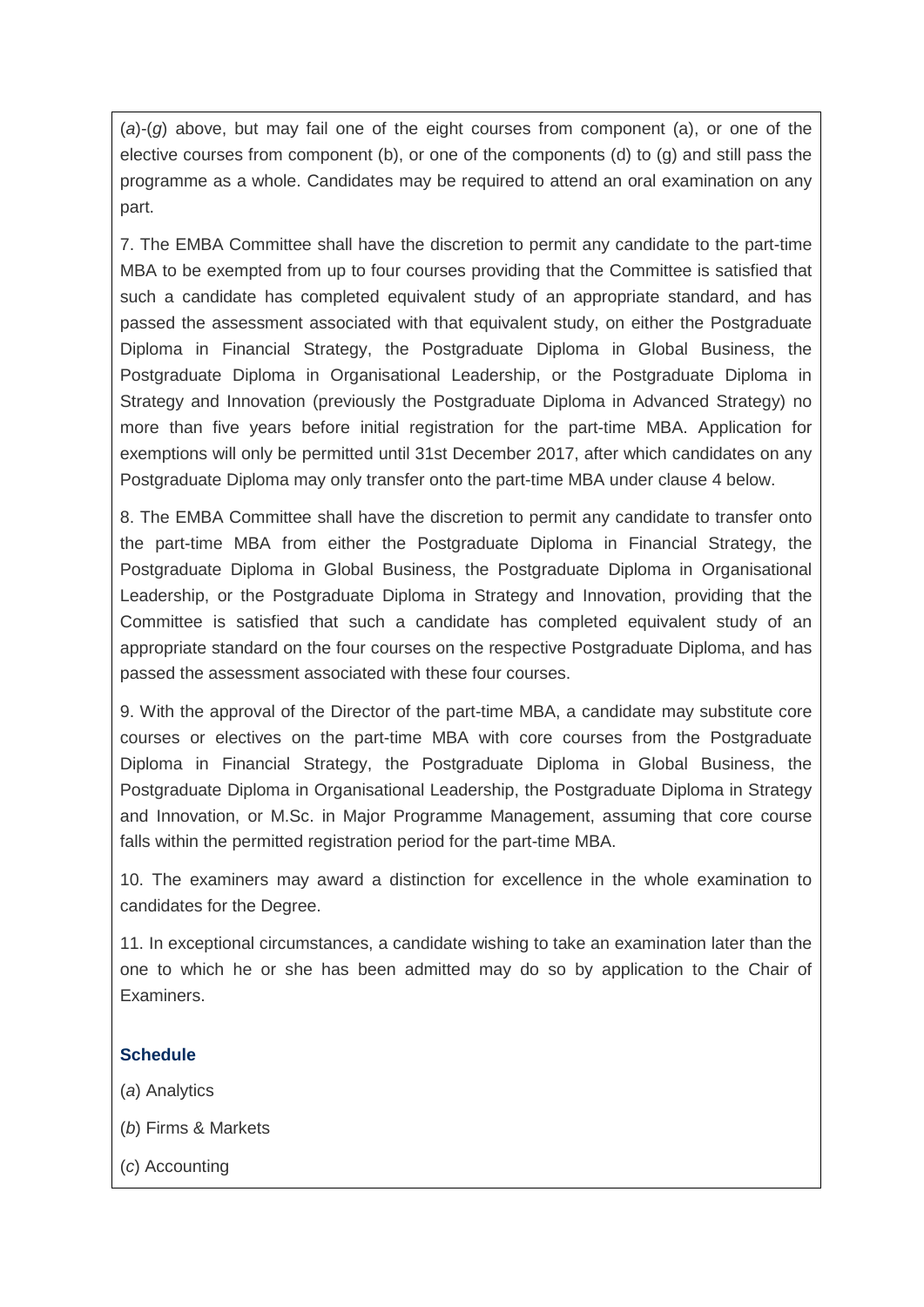(*a*)-(*g*) above, but may fail one of the eight courses from component (a), or one of the elective courses from component (b), or one of the components (d) to (g) and still pass the programme as a whole. Candidates may be required to attend an oral examination on any part.

7. The EMBA Committee shall have the discretion to permit any candidate to the part-time MBA to be exempted from up to four courses providing that the Committee is satisfied that such a candidate has completed equivalent study of an appropriate standard, and has passed the assessment associated with that equivalent study, on either the Postgraduate Diploma in Financial Strategy, the Postgraduate Diploma in Global Business, the Postgraduate Diploma in Organisational Leadership, or the Postgraduate Diploma in Strategy and Innovation (previously the Postgraduate Diploma in Advanced Strategy) no more than five years before initial registration for the part-time MBA. Application for exemptions will only be permitted until 31st December 2017, after which candidates on any Postgraduate Diploma may only transfer onto the part-time MBA under clause 4 below.

8. The EMBA Committee shall have the discretion to permit any candidate to transfer onto the part-time MBA from either the Postgraduate Diploma in Financial Strategy, the Postgraduate Diploma in Global Business, the Postgraduate Diploma in Organisational Leadership, or the Postgraduate Diploma in Strategy and Innovation, providing that the Committee is satisfied that such a candidate has completed equivalent study of an appropriate standard on the four courses on the respective Postgraduate Diploma, and has passed the assessment associated with these four courses.

9. With the approval of the Director of the part-time MBA, a candidate may substitute core courses or electives on the part-time MBA with core courses from the Postgraduate Diploma in Financial Strategy, the Postgraduate Diploma in Global Business, the Postgraduate Diploma in Organisational Leadership, the Postgraduate Diploma in Strategy and Innovation, or M.Sc. in Major Programme Management, assuming that core course falls within the permitted registration period for the part-time MBA.

10. The examiners may award a distinction for excellence in the whole examination to candidates for the Degree.

11. In exceptional circumstances, a candidate wishing to take an examination later than the one to which he or she has been admitted may do so by application to the Chair of Examiners.

### Schedule

(*a*) Analytics

(*b*) Firms & Markets

(*c*) Accounting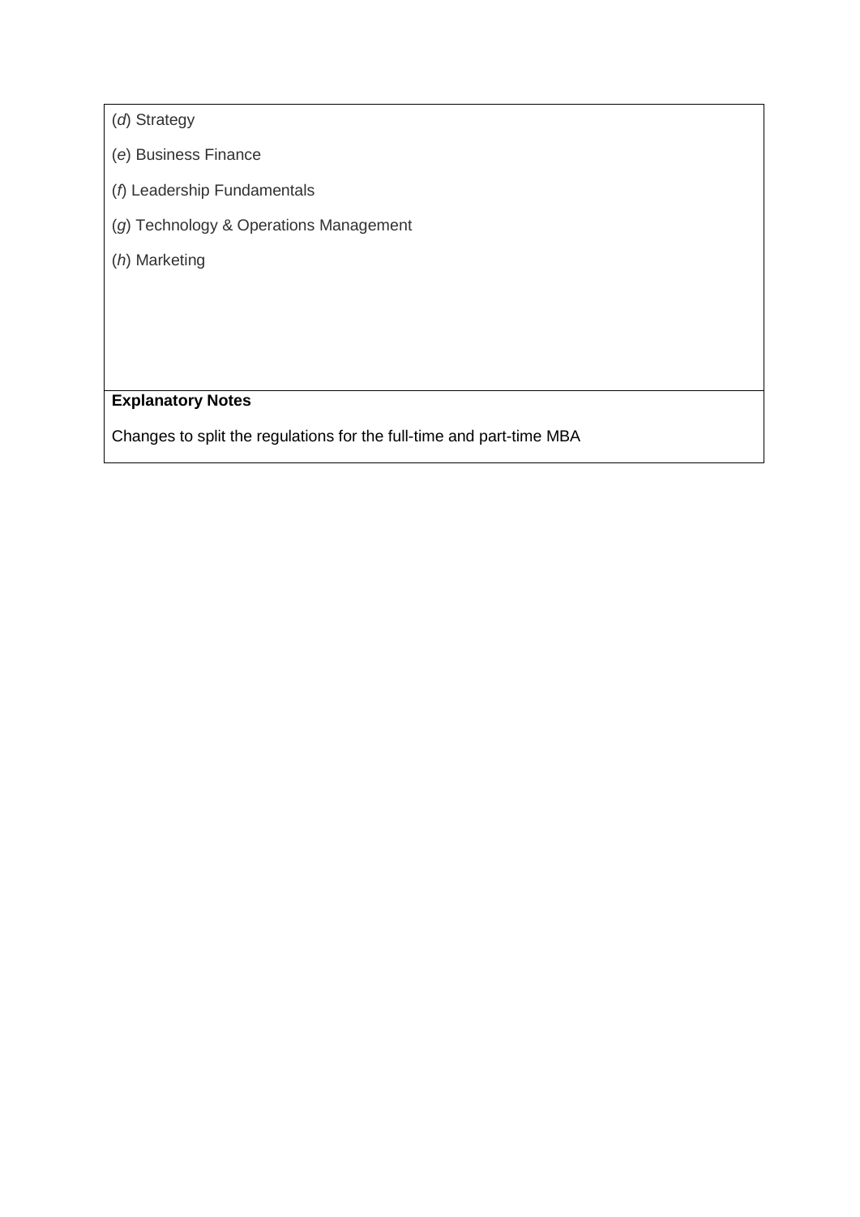(*d*) Strategy

(*e*) Business Finance

(*f*) Leadership Fundamentals

(*g*) Technology & Operations Management

(*h*) Marketing

**Explanatory Notes**

Changes to split the regulations for the full-time and part-time MBA